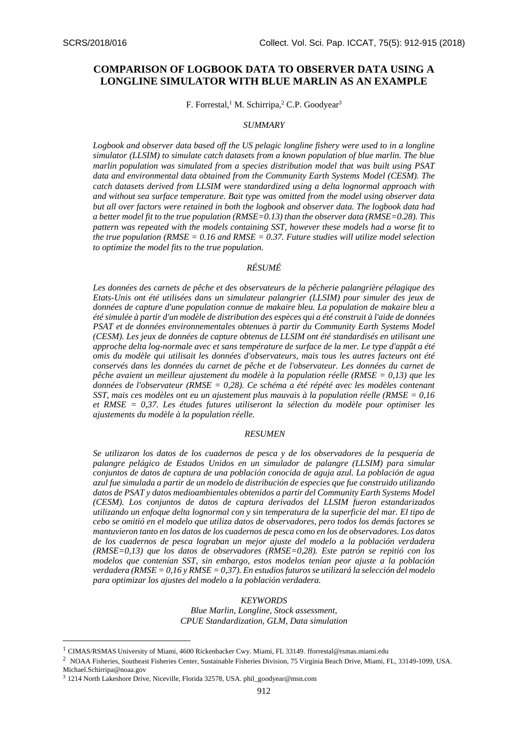# COMPARISON OF LOGBOOK DATA TO OBSERVER DATA USING A LONGLINE SIMULATOR WITH BLUE MARLIN AS AN EXAMPLE

F. Forrestal,[1] M. Schirripa,[2] C.P. Goodyear[3]

## *SUMMARY*

*Logbook and observer data based off the US pelagic longline fishery were used to in a longline simulator (LLSIM) to simulate catch datasets from a known population of blue marlin. The blue marlin population was simulated from a species distribution model that was built using PSAT data and environmental data obtained from the Community Earth Systems Model (CESM). The catch datasets derived from LLSIM were standardized using a delta lognormal approach with and without sea surface temperature. Bait type was omitted from the model using observer data but all over factors were retained in both the logbook and observer data. The logbook data had a better model fit to the true population (RMSE=0.13) than the observer data (RMSE=0.28). This pattern was repeated with the models containing SST, however these models had a worse fit to the true population (RMSE = 0.16 and RMSE = 0.37. Future studies will utilize model selection to optimize the model fits to the true population.*

## *RÉSUMÉ*

*Les données des carnets de pêche et des observateurs de la pêcherie palangrière pélagique des Etats-Unis ont été utilisées dans un simulateur palangrier (LLSIM) pour simuler des jeux de données de capture d'une population connue de makaire bleu. La population de makaire bleu a été simulée à partir d'un modèle de distribution des espèces qui a été construit à l'aide de données PSAT et de données environnementales obtenues à partir du Community Earth Systems Model (CESM). Les jeux de données de capture obtenus de LLSIM ont été standardisés en utilisant une approche delta log-normale avec et sans température de surface de la mer. Le type d'appât a été omis du modèle qui utilisait les données d'observateurs, mais tous les autres facteurs ont été conservés dans les données du carnet de pêche et de l'observateur. Les données du carnet de pêche avaient un meilleur ajustement du modèle à la population réelle (RMSE = 0,13) que les données de l'observateur (RMSE = 0,28). Ce schéma a été répété avec les modèles contenant SST, mais ces modèles ont eu un ajustement plus mauvais à la population réelle (RMSE = 0,16 et RMSE = 0,37. Les études futures utiliseront la sélection du modèle pour optimiser les ajustements du modèle à la population réelle.*

## *RESUMEN*

*Se utilizaron los datos de los cuadernos de pesca y de los observadores de la pesquería de palangre pelágico de Estados Unidos en un simulador de palangre (LLSIM) para simular conjuntos de datos de captura de una población conocida de aguja azul. La población de agua azul fue simulada a partir de un modelo de distribución de especies que fue construido utilizando datos de PSAT y datos medioambientales obtenidos a partir del Community Earth Systems Model (CESM). Los conjuntos de datos de captura derivados del LLSIM fueron estandarizados utilizando un enfoque delta lognormal con y sin temperatura de la superficie del mar. El tipo de cebo se omitió en el modelo que utiliza datos de observadores, pero todos los demás factores se mantuvieron tanto en los datos de los cuadernos de pesca como en los de observadores. Los datos de los cuadernos de pesca lograban un mejor ajuste del modelo a la población verdadera (RMSE=0,13) que los datos de observadores (RMSE=0,28). Este patrón se repitió con los modelos que contenían SST, sin embargo, estos modelos tenían peor ajuste a la población verdadera (RMSE = 0,16 y RMSE = 0,37). En estudios futuros se utilizará la selección del modelo para optimizar los ajustes del modelo a la población verdadera.*

*KEYWORDS*

*Blue Marlin, Longline, Stock assessment, CPUE Standardization, GLM, Data simulation*

---

[1] CIMAS/RSMAS University of Miami, 4600 Rickenbacker Cwy. Miami, FL 33149. fforrestal@rsmas.miami.edu

[2] NOAA Fisheries, Southeast Fisheries Center, Sustainable Fisheries Division, 75 Virginia Beach Drive, Miami, FL, 33149-1099, USA. Michael.Schirripa@noaa.gov

[3] 1214 North Lakeshore Drive, Niceville, Florida 32578, USA. phil_goodyear@msn.com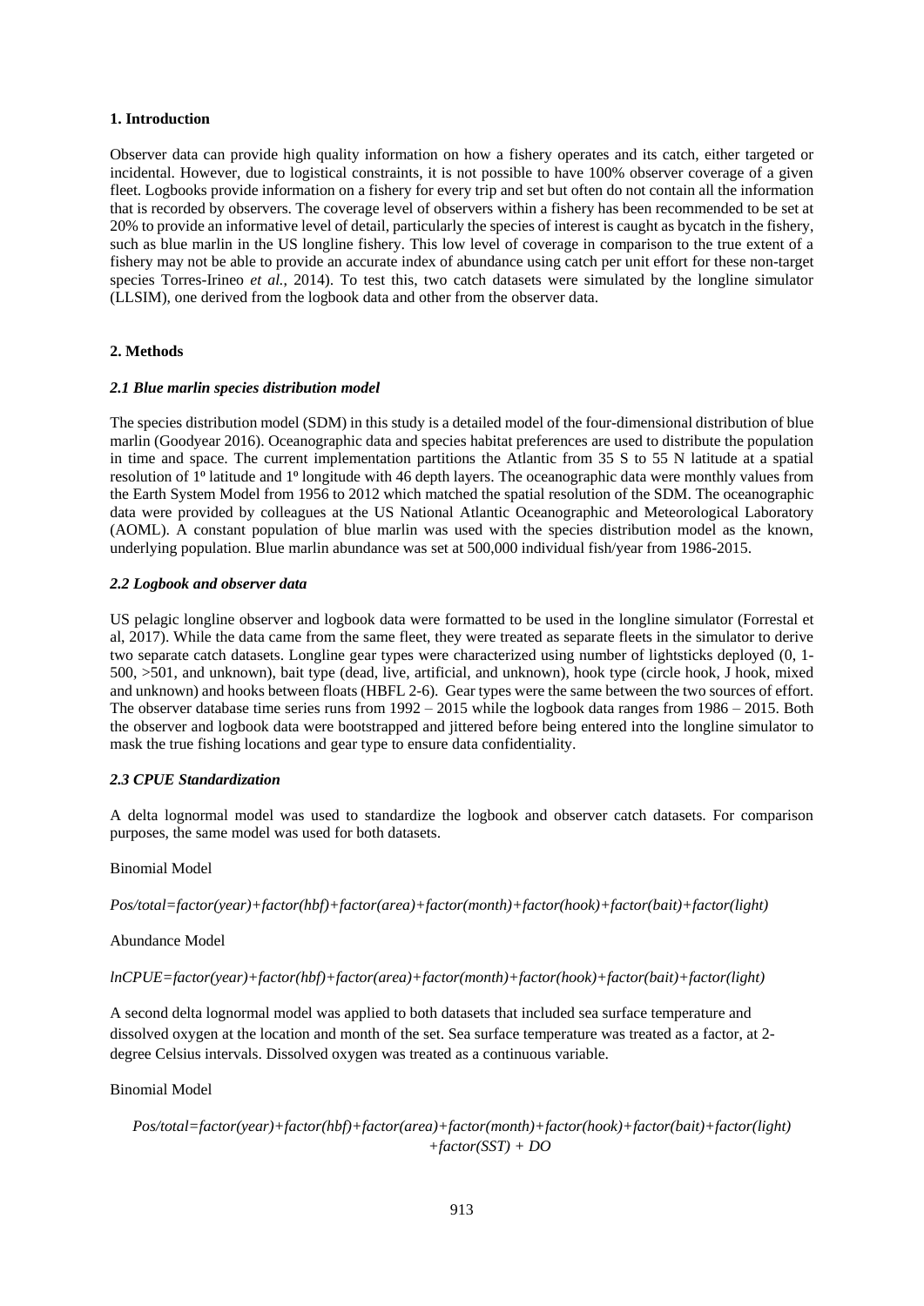## 1. Introduction

Observer data can provide high quality information on how a fishery operates and its catch, either targeted or incidental. However, due to logistical constraints, it is not possible to have 100% observer coverage of a given fleet. Logbooks provide information on a fishery for every trip and set but often do not contain all the information that is recorded by observers. The coverage level of observers within a fishery has been recommended to be set at 20% to provide an informative level of detail, particularly the species of interest is caught as bycatch in the fishery, such as blue marlin in the US longline fishery. This low level of coverage in comparison to the true extent of a fishery may not be able to provide an accurate index of abundance using catch per unit effort for these non-target species Torres-Irineo *et al.,* 2014). To test this, two catch datasets were simulated by the longline simulator (LLSIM), one derived from the logbook data and other from the observer data.

## 2. Methods

### *2.1 Blue marlin species distribution model*

The species distribution model (SDM) in this study is a detailed model of the four-dimensional distribution of blue marlin (Goodyear 2016). Oceanographic data and species habitat preferences are used to distribute the population in time and space. The current implementation partitions the Atlantic from 35 S to 55 N latitude at a spatial resolution of 1º latitude and 1º longitude with 46 depth layers. The oceanographic data were monthly values from the Earth System Model from 1956 to 2012 which matched the spatial resolution of the SDM. The oceanographic data were provided by colleagues at the US National Atlantic Oceanographic and Meteorological Laboratory (AOML). A constant population of blue marlin was used with the species distribution model as the known, underlying population. Blue marlin abundance was set at 500,000 individual fish/year from 1986-2015.

### *2.2 Logbook and observer data*

US pelagic longline observer and logbook data were formatted to be used in the longline simulator (Forrestal et al, 2017). While the data came from the same fleet, they were treated as separate fleets in the simulator to derive two separate catch datasets. Longline gear types were characterized using number of lightsticks deployed (0, 1-500, >501, and unknown), bait type (dead, live, artificial, and unknown), hook type (circle hook, J hook, mixed and unknown) and hooks between floats (HBFL 2-6). Gear types were the same between the two sources of effort. The observer database time series runs from 1992 – 2015 while the logbook data ranges from 1986 – 2015. Both the observer and logbook data were bootstrapped and jittered before being entered into the longline simulator to mask the true fishing locations and gear type to ensure data confidentiality.

### *2.3 CPUE Standardization*

A delta lognormal model was used to standardize the logbook and observer catch datasets. For comparison purposes, the same model was used for both datasets.

Binomial Model

*Pos/total=factor(year)+factor(hbf)+factor(area)+factor(month)+factor(hook)+factor(bait)+factor(light)*

Abundance Model

*lnCPUE=factor(year)+factor(hbf)+factor(area)+factor(month)+factor(hook)+factor(bait)+factor(light)*

A second delta lognormal model was applied to both datasets that included sea surface temperature and dissolved oxygen at the location and month of the set. Sea surface temperature was treated as a factor, at 2-degree Celsius intervals. Dissolved oxygen was treated as a continuous variable.

Binomial Model

*Pos/total=factor(year)+factor(hbf)+factor(area)+factor(month)+factor(hook)+factor(bait)+factor(light) +factor(SST) + DO*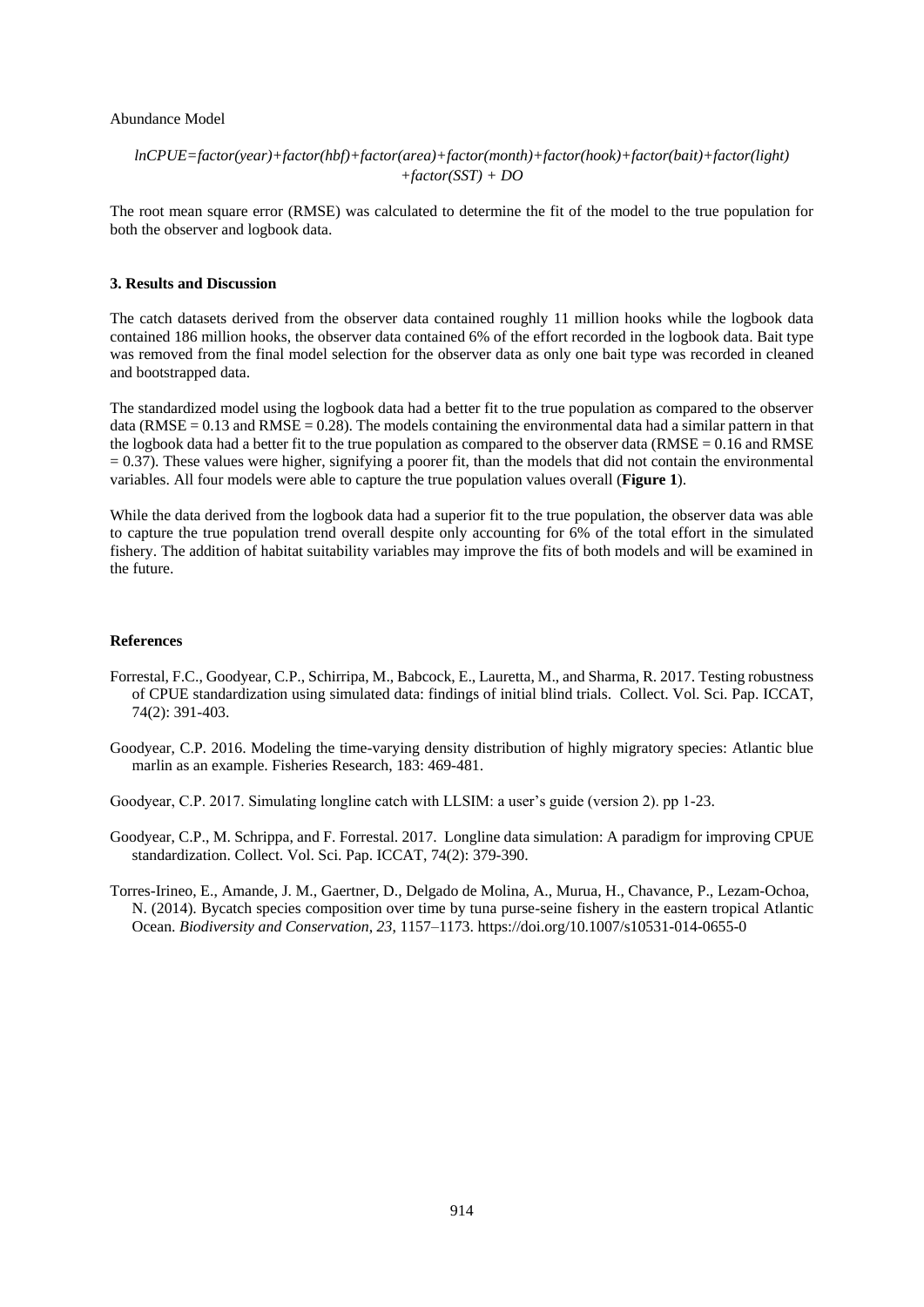Abundance Model

$$lnCPUE = factor(year) + factor(hbf) + factor(area) + factor(month) + factor(hook) + factor(bait) + factor(light) + factor(SST) + DO$$

The root mean square error (RMSE) was calculated to determine the fit of the model to the true population for both the observer and logbook data.

### 3. Results and Discussion

The catch datasets derived from the observer data contained roughly 11 million hooks while the logbook data contained 186 million hooks, the observer data contained 6% of the effort recorded in the logbook data. Bait type was removed from the final model selection for the observer data as only one bait type was recorded in cleaned and bootstrapped data.

The standardized model using the logbook data had a better fit to the true population as compared to the observer data (RMSE = 0.13 and RMSE = 0.28). The models containing the environmental data had a similar pattern in that the logbook data had a better fit to the true population as compared to the observer data (RMSE = 0.16 and RMSE = 0.37). These values were higher, signifying a poorer fit, than the models that did not contain the environmental variables. All four models were able to capture the true population values overall (**Figure 1**).

While the data derived from the logbook data had a superior fit to the true population, the observer data was able to capture the true population trend overall despite only accounting for 6% of the total effort in the simulated fishery. The addition of habitat suitability variables may improve the fits of both models and will be examined in the future.

### References

Forrestal, F.C., Goodyear, C.P., Schirripa, M., Babcock, E., Lauretta, M., and Sharma, R. 2017. Testing robustness of CPUE standardization using simulated data: findings of initial blind trials. Collect. Vol. Sci. Pap. ICCAT, 74(2): 391-403.

Goodyear, C.P. 2016. Modeling the time-varying density distribution of highly migratory species: Atlantic blue marlin as an example. Fisheries Research, 183: 469-481.

Goodyear, C.P. 2017. Simulating longline catch with LLSIM: a user's guide (version 2). pp 1-23.

Goodyear, C.P., M. Schrippa, and F. Forrestal. 2017. Longline data simulation: A paradigm for improving CPUE standardization. Collect. Vol. Sci. Pap. ICCAT, 74(2): 379-390.

Torres-Irineo, E., Amande, J. M., Gaertner, D., Delgado de Molina, A., Murua, H., Chavance, P., Lezam-Ochoa, N. (2014). Bycatch species composition over time by tuna purse-seine fishery in the eastern tropical Atlantic Ocean. *Biodiversity and Conservation*, *23*, 1157–1173. https://doi.org/10.1007/s10531-014-0655-0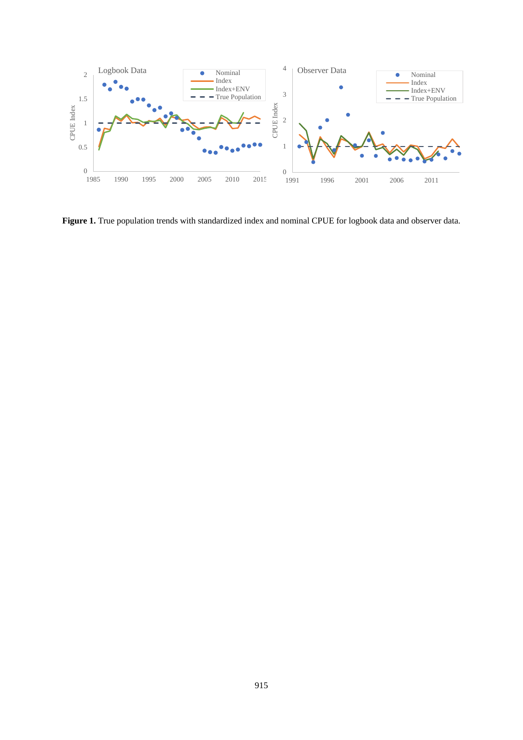Logbook Data

CPUE Index

2
1.5
1
0.5
0

1985 1990 1995 2000 2005 2010 2015

Nominal
Index
Index+ENV
True Population

Observer Data

CPUE Index

4
3
2
1
0

1991 1996 2001 2006 2011

Nominal
Index
Index+ENV
True Population

**Figure 1.** True population trends with standardized index and nominal CPUE for logbook data and observer data.